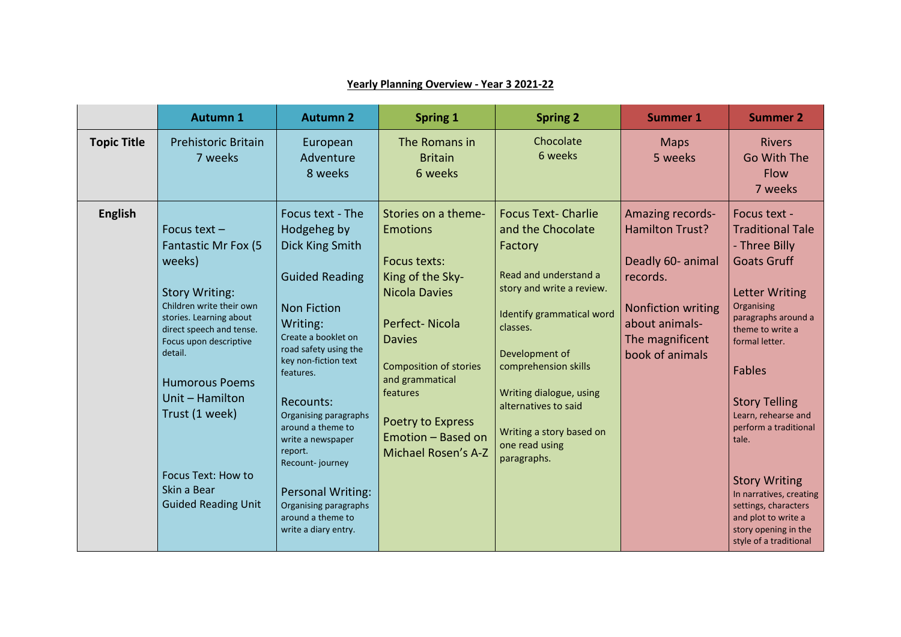**Yearly Planning Overview - Year 3 2021-22**

| | Autumn 1 | Autumn 2 | Spring 1 | Spring 2 | Summer 1 | Summer 2 |
|---|---|---|---|---|---|---|
| **Topic Title** | Prehistoric Britain 7 weeks | European Adventure 8 weeks | The Romans in Britain 6 weeks | Chocolate 6 weeks | Maps 5 weeks | Rivers Go With The Flow 7 weeks |
| **English** | Focus text – Fantastic Mr Fox (5 weeks)<br><br>Story Writing: Children write their own stories. Learning about direct speech and tense. Focus upon descriptive detail.<br><br>Humorous Poems Unit – Hamilton Trust (1 week)<br><br>Focus Text: How to Skin a Bear Guided Reading Unit | Focus text - The Hodgeheg by Dick King Smith<br><br>Guided Reading<br><br>Non Fiction Writing: Create a booklet on road safety using the key non-fiction text features.<br><br>Recounts: Organising paragraphs around a theme to write a newspaper report. Recount- journey<br><br>Personal Writing: Organising paragraphs around a theme to write a diary entry. | Stories on a theme- Emotions<br><br>Focus texts: King of the Sky- Nicola Davies<br><br>Perfect- Nicola Davies<br><br>Composition of stories and grammatical features<br><br>Poetry to Express Emotion – Based on Michael Rosen's A-Z | Focus Text- Charlie and the Chocolate Factory<br><br>Read and understand a story and write a review.<br><br>Identify grammatical word classes.<br><br>Development of comprehension skills<br><br>Writing dialogue, using alternatives to said<br><br>Writing a story based on one read using paragraphs. | Amazing records- Hamilton Trust?<br><br>Deadly 60- animal records.<br><br>Nonfiction writing about animals- The magnificent book of animals | Focus text - Traditional Tale - Three Billy Goats Gruff<br><br>Letter Writing Organising paragraphs around a theme to write a formal letter.<br><br>Fables<br><br>Story Telling Learn, rehearse and perform a traditional tale.<br><br>Story Writing In narratives, creating settings, characters and plot to write a story opening in the style of a traditional |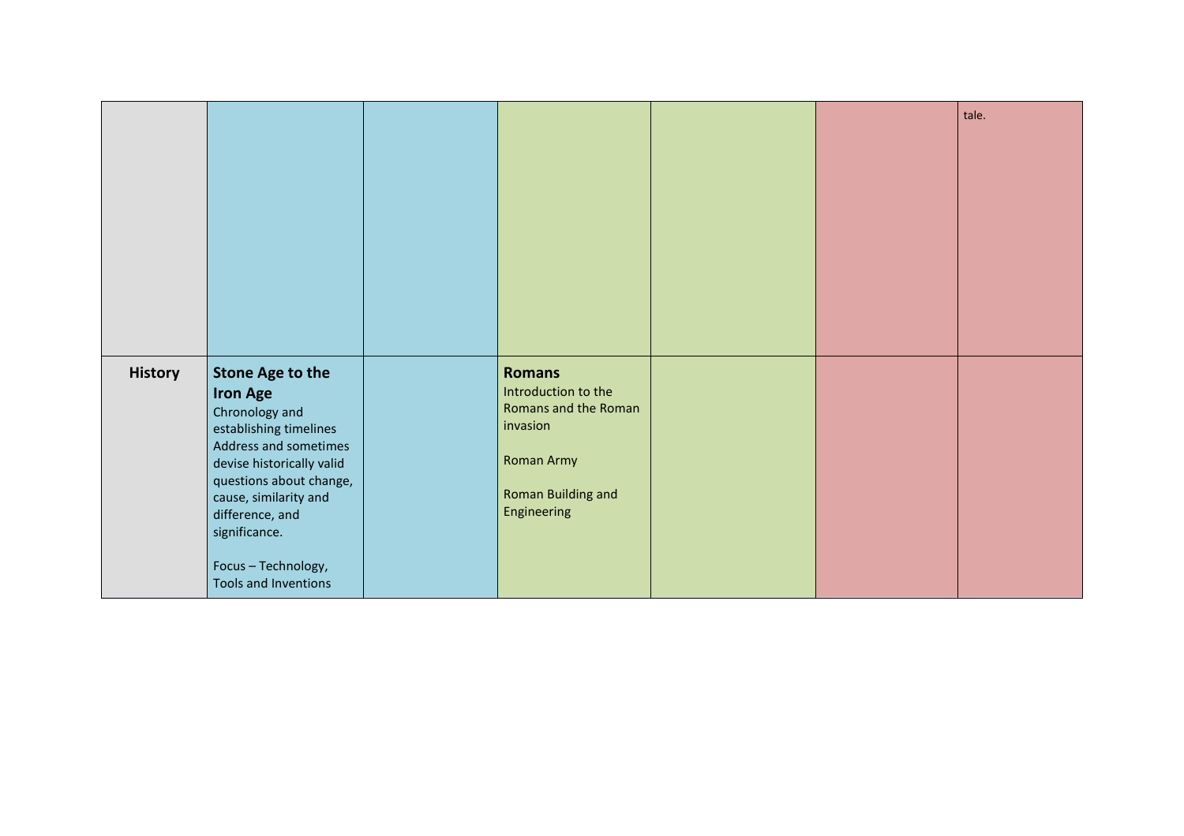| | | | | | | |
|---|---|---|---|---|---|---|
| | | | | | | tale. |
| **History** | **Stone Age to the Iron Age**<br>Chronology and establishing timelines<br>Address and sometimes devise historically valid questions about change, cause, similarity and difference, and significance.<br><br>Focus – Technology, Tools and Inventions | | **Romans**<br>Introduction to the Romans and the Roman invasion<br><br>Roman Army<br><br>Roman Building and Engineering | | | |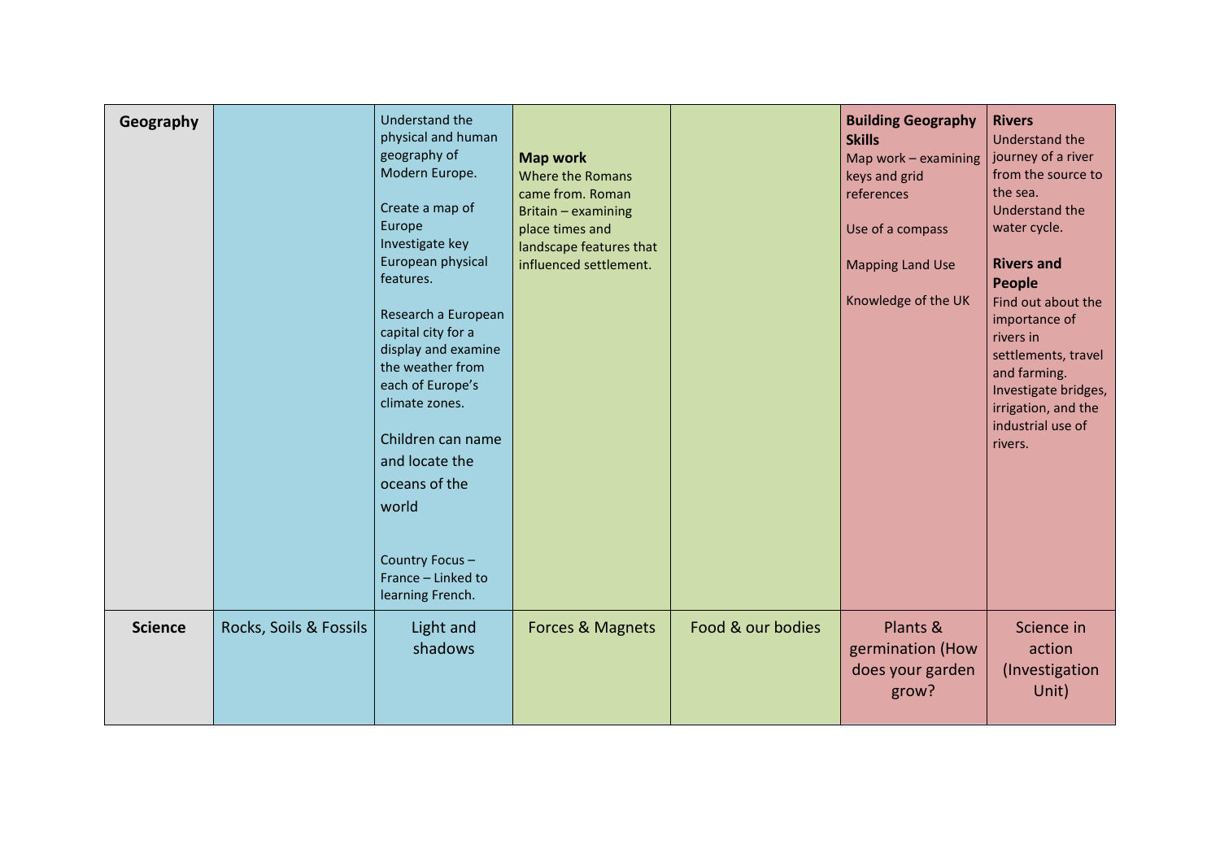| Geography | | Understand the physical and human geography of Modern Europe.<br><br>Create a map of Europe<br>Investigate key European physical features.<br><br>Research a European capital city for a display and examine the weather from each of Europe's climate zones.<br><br>Children can name and locate the oceans of the world<br><br>Country Focus – France – Linked to learning French. | **Map work**<br>Where the Romans came from. Roman Britain – examining place times and landscape features that influenced settlement. | | **Building Geography Skills**<br>Map work – examining keys and grid references<br><br>Use of a compass<br><br>Mapping Land Use<br><br>Knowledge of the UK | **Rivers**<br>Understand the journey of a river from the source to the sea. Understand the water cycle.<br><br>**Rivers and People**<br>Find out about the importance of rivers in settlements, travel and farming. Investigate bridges, irrigation, and the industrial use of rivers. |
|---|---|---|---|---|---|---|
| **Science** | Rocks, Soils & Fossils | Light and shadows | Forces & Magnets | Food & our bodies | Plants & germination (How does your garden grow? | Science in action (Investigation Unit) |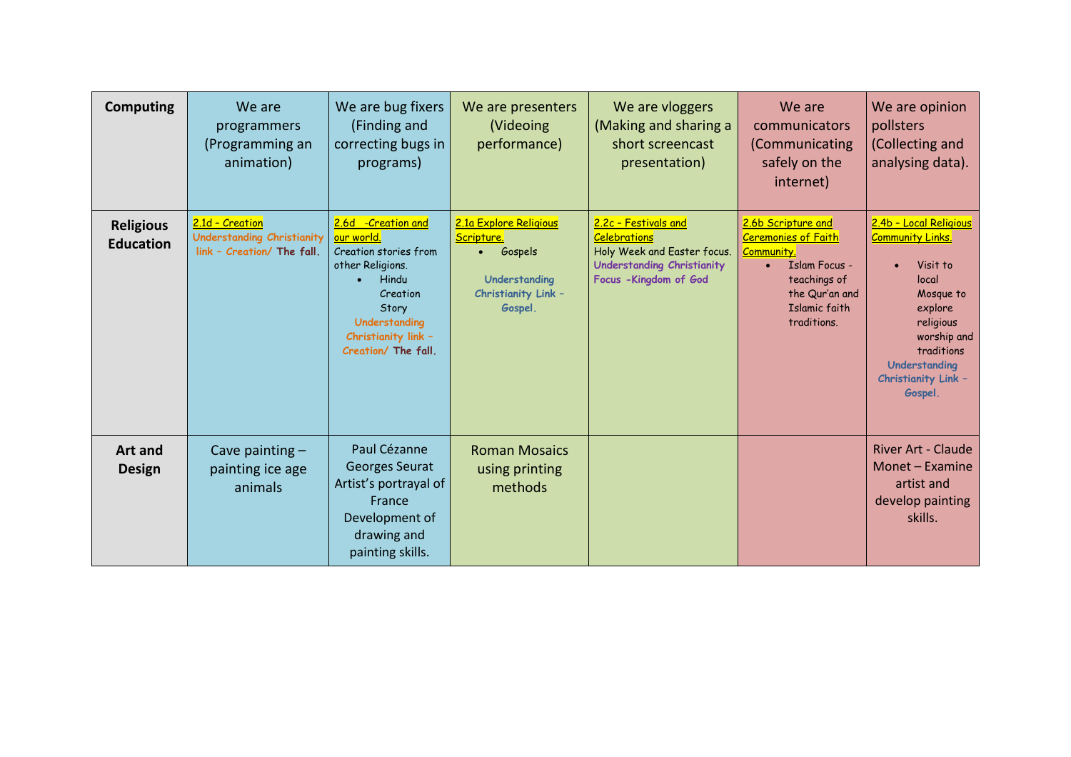| Computing | We are programmers (Programming an animation) | We are bug fixers (Finding and correcting bugs in programs) | We are presenters (Videoing performance) | We are vloggers (Making and sharing a short screencast presentation) | We are communicators (Communicating safely on the internet) | We are opinion pollsters (Collecting and analysing data). |
|---|---|---|---|---|---|---|
| **Religious Education** | 2.1d – Creation<br>Understanding Christianity link – Creation/ The fall. | 2.6d -Creation and our world.<br>Creation stories from other Religions.<br>• Hindu Creation Story<br>Understanding Christianity link – Creation/ The fall. | 2.1a Explore Religious Scripture.<br>• Gospels<br>Understanding Christianity Link – Gospel. | 2.2c – Festivals and Celebrations<br>Holy Week and Easter focus.<br>Understanding Christianity Focus -Kingdom of God | 2.6b Scripture and Ceremonies of Faith Community.<br>• Islam Focus - teachings of the Qur'an and Islamic faith traditions. | 2.4b – Local Religious Community Links.<br>• Visit to local Mosque to explore religious worship and traditions<br>Understanding Christianity Link – Gospel. |
| **Art and Design** | Cave painting – painting ice age animals | Paul Cézanne<br>Georges Seurat<br>Artist's portrayal of France<br>Development of drawing and painting skills. | Roman Mosaics using printing methods | | | River Art - Claude Monet – Examine artist and develop painting skills. |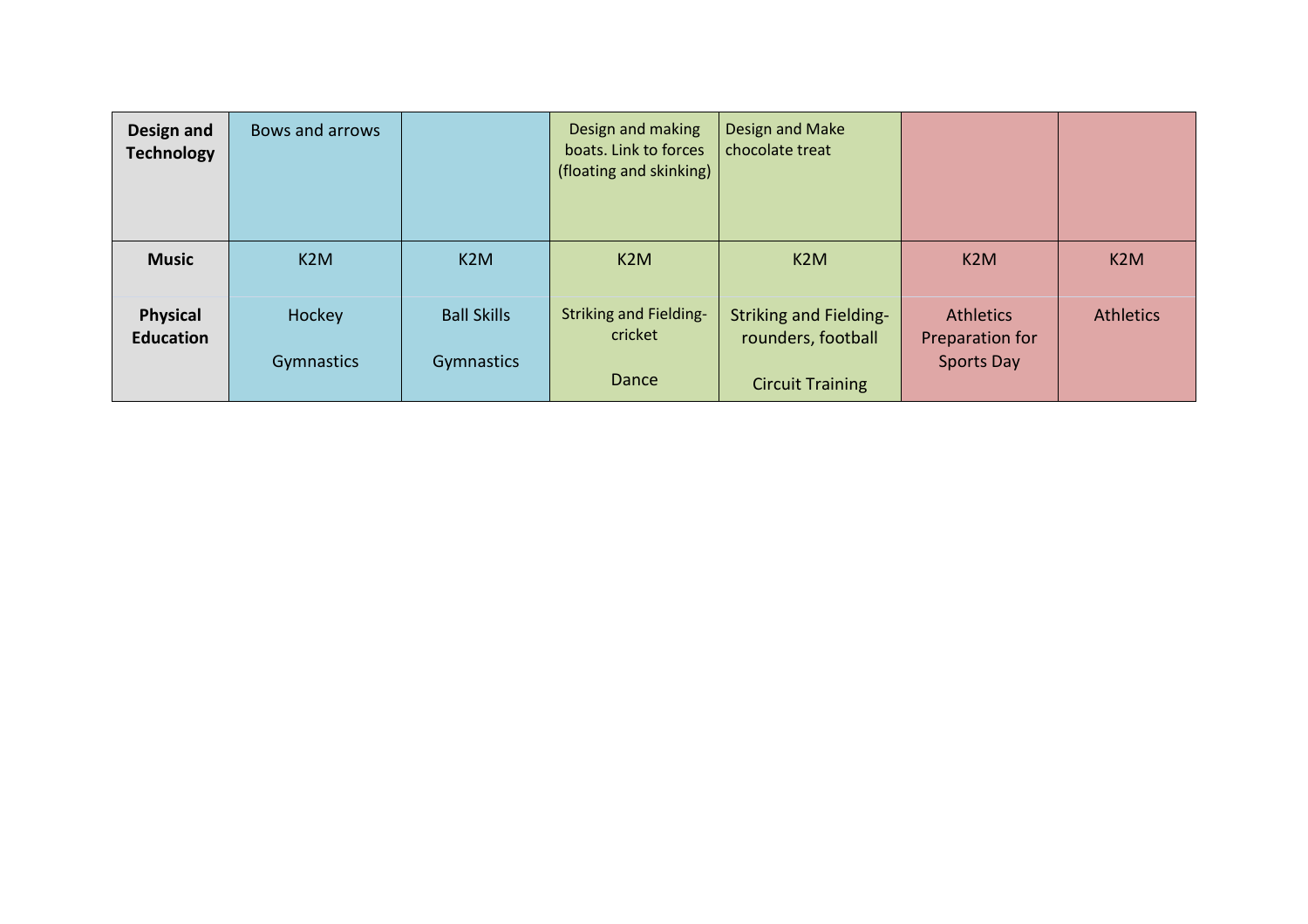| | | | | | | |
|---|---|---|---|---|---|---|
| **Design and Technology** | Bows and arrows | | Design and making boats. Link to forces (floating and skinking) | Design and Make chocolate treat | | |
| **Music** | K2M | K2M | K2M | K2M | K2M | K2M |
| **Physical Education** | Hockey<br><br>Gymnastics | Ball Skills<br><br>Gymnastics | Striking and Fielding- cricket<br><br>Dance | Striking and Fielding- rounders, football<br><br>Circuit Training | Athletics Preparation for Sports Day | Athletics |